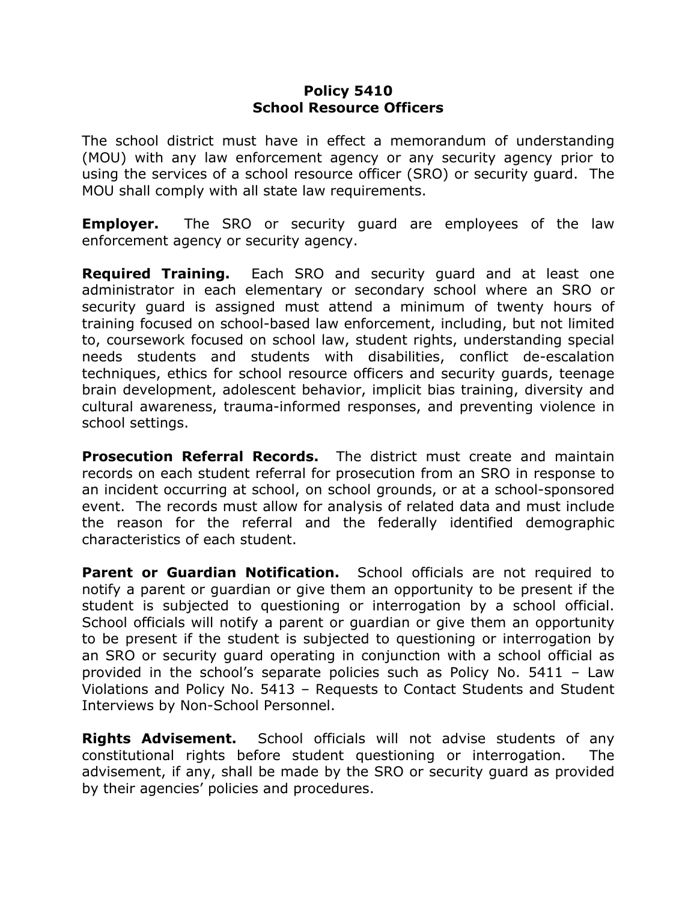# Policy 5410
# School Resource Officers

The school district must have in effect a memorandum of understanding (MOU) with any law enforcement agency or any security agency prior to using the services of a school resource officer (SRO) or security guard. The MOU shall comply with all state law requirements.

**Employer.** The SRO or security guard are employees of the law enforcement agency or security agency.

**Required Training.** Each SRO and security guard and at least one administrator in each elementary or secondary school where an SRO or security guard is assigned must attend a minimum of twenty hours of training focused on school-based law enforcement, including, but not limited to, coursework focused on school law, student rights, understanding special needs students and students with disabilities, conflict de-escalation techniques, ethics for school resource officers and security guards, teenage brain development, adolescent behavior, implicit bias training, diversity and cultural awareness, trauma-informed responses, and preventing violence in school settings.

**Prosecution Referral Records.** The district must create and maintain records on each student referral for prosecution from an SRO in response to an incident occurring at school, on school grounds, or at a school-sponsored event. The records must allow for analysis of related data and must include the reason for the referral and the federally identified demographic characteristics of each student.

**Parent or Guardian Notification.** School officials are not required to notify a parent or guardian or give them an opportunity to be present if the student is subjected to questioning or interrogation by a school official. School officials will notify a parent or guardian or give them an opportunity to be present if the student is subjected to questioning or interrogation by an SRO or security guard operating in conjunction with a school official as provided in the school's separate policies such as Policy No. 5411 – Law Violations and Policy No. 5413 – Requests to Contact Students and Student Interviews by Non-School Personnel.

**Rights Advisement.** School officials will not advise students of any constitutional rights before student questioning or interrogation. The advisement, if any, shall be made by the SRO or security guard as provided by their agencies' policies and procedures.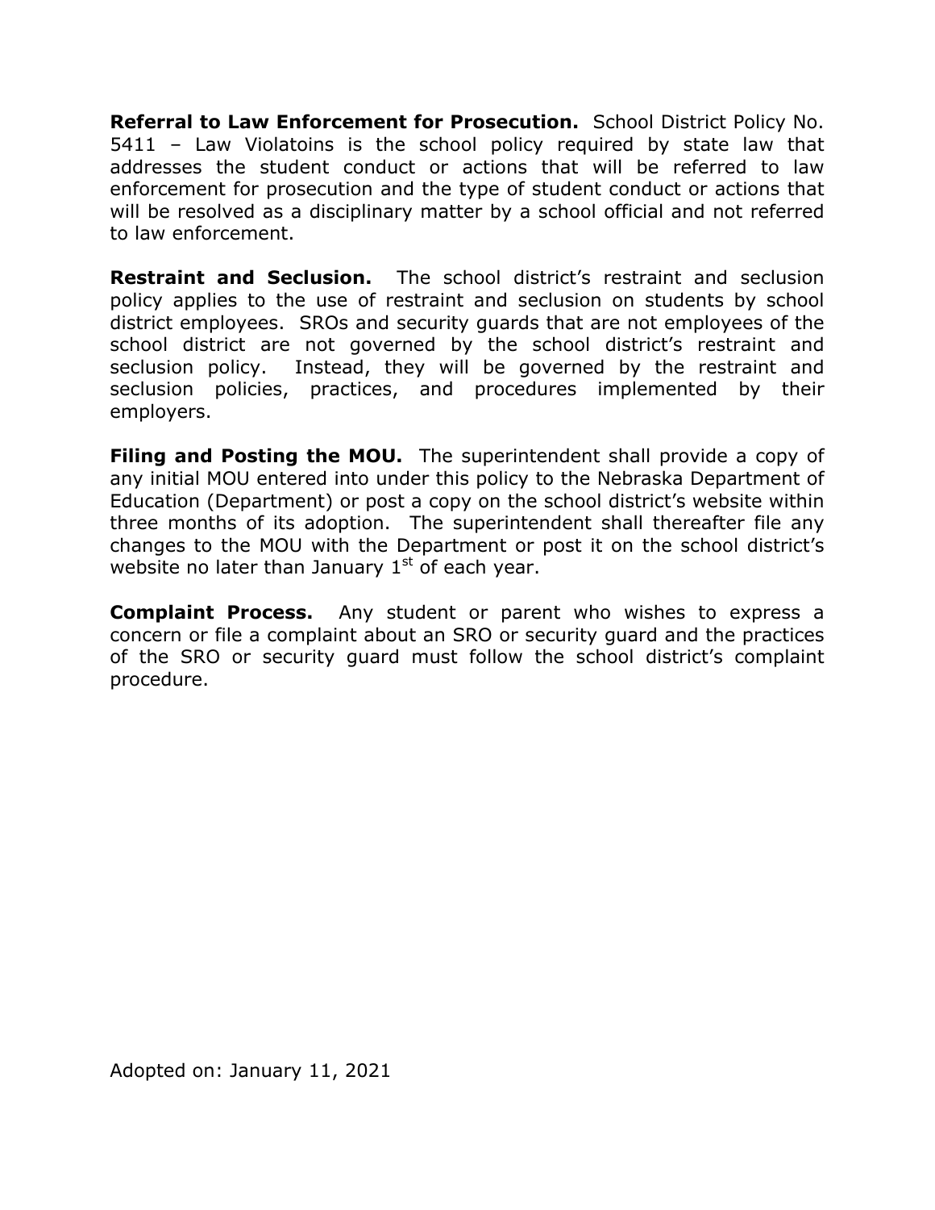**Referral to Law Enforcement for Prosecution.** School District Policy No. 5411 – Law Violatoins is the school policy required by state law that addresses the student conduct or actions that will be referred to law enforcement for prosecution and the type of student conduct or actions that will be resolved as a disciplinary matter by a school official and not referred to law enforcement.

**Restraint and Seclusion.** The school district's restraint and seclusion policy applies to the use of restraint and seclusion on students by school district employees. SROs and security guards that are not employees of the school district are not governed by the school district's restraint and seclusion policy. Instead, they will be governed by the restraint and seclusion policies, practices, and procedures implemented by their employers.

**Filing and Posting the MOU.** The superintendent shall provide a copy of any initial MOU entered into under this policy to the Nebraska Department of Education (Department) or post a copy on the school district's website within three months of its adoption. The superintendent shall thereafter file any changes to the MOU with the Department or post it on the school district's website no later than January 1st of each year.

**Complaint Process.** Any student or parent who wishes to express a concern or file a complaint about an SRO or security guard and the practices of the SRO or security guard must follow the school district's complaint procedure.

Adopted on: January 11, 2021